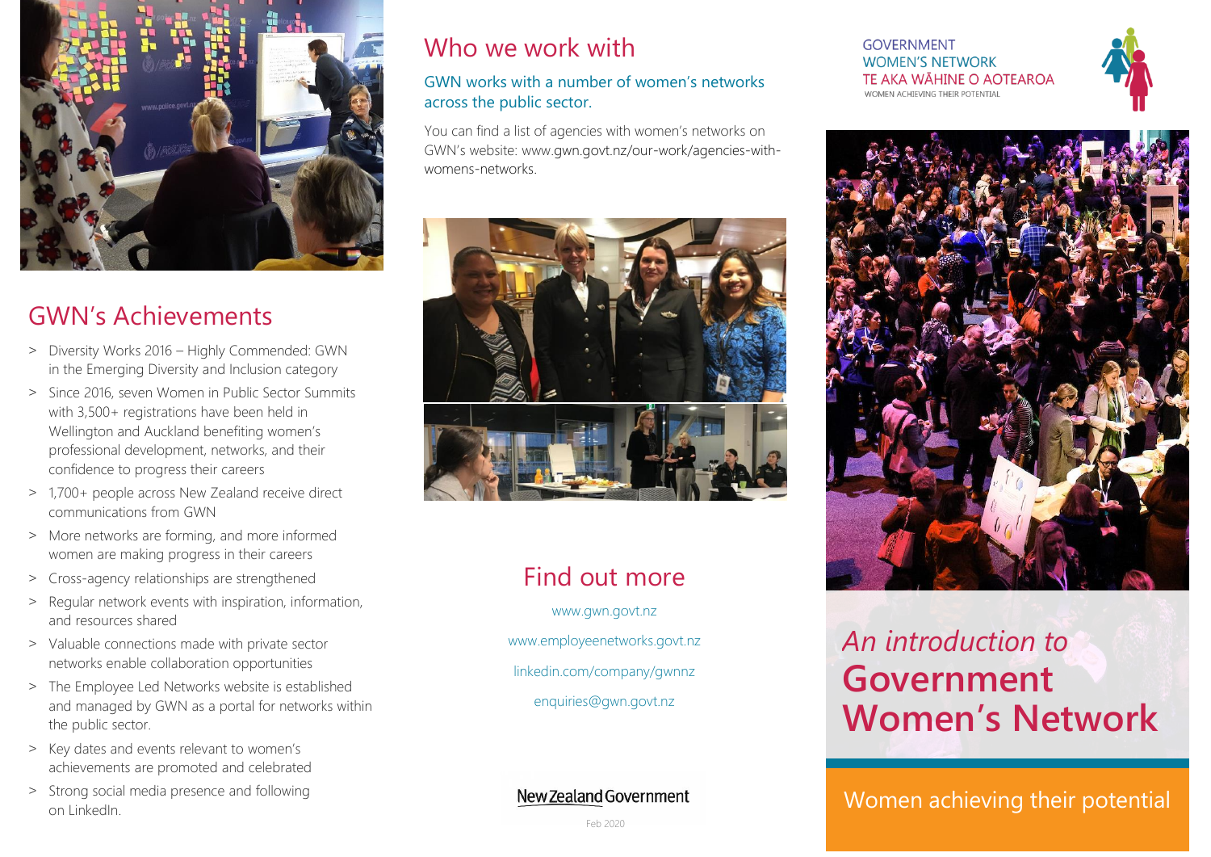GOVERNMENT WOMEN'S NETWORK
TE AKA WĀHINE O AOTEAROA
WOMEN ACHIEVING THEIR POTENTIAL

# *An introduction to* **Government Women's Network**

Women achieving their potential

## GWN's Achievements

- Diversity Works 2016 – Highly Commended: GWN in the Emerging Diversity and Inclusion category
- Since 2016, seven Women in Public Sector Summits with 3,500+ registrations have been held in Wellington and Auckland benefiting women's professional development, networks, and their confidence to progress their careers
- 1,700+ people across New Zealand receive direct communications from GWN
- More networks are forming, and more informed women are making progress in their careers
- Cross-agency relationships are strengthened
- Regular network events with inspiration, information, and resources shared
- Valuable connections made with private sector networks enable collaboration opportunities
- The Employee Led Networks website is established and managed by GWN as a portal for networks within the public sector.
- Key dates and events relevant to women's achievements are promoted and celebrated
- Strong social media presence and following on LinkedIn.

## Who we work with

### GWN works with a number of women's networks across the public sector.

You can find a list of agencies with women's networks on GWN's website: www.gwn.govt.nz/our-work/agencies-with-womens-networks.

## Find out more

www.gwn.govt.nz

www.employeenetworks.govt.nz

linkedin.com/company/gwnnz

enquiries@gwn.govt.nz

New Zealand Government

Feb 2020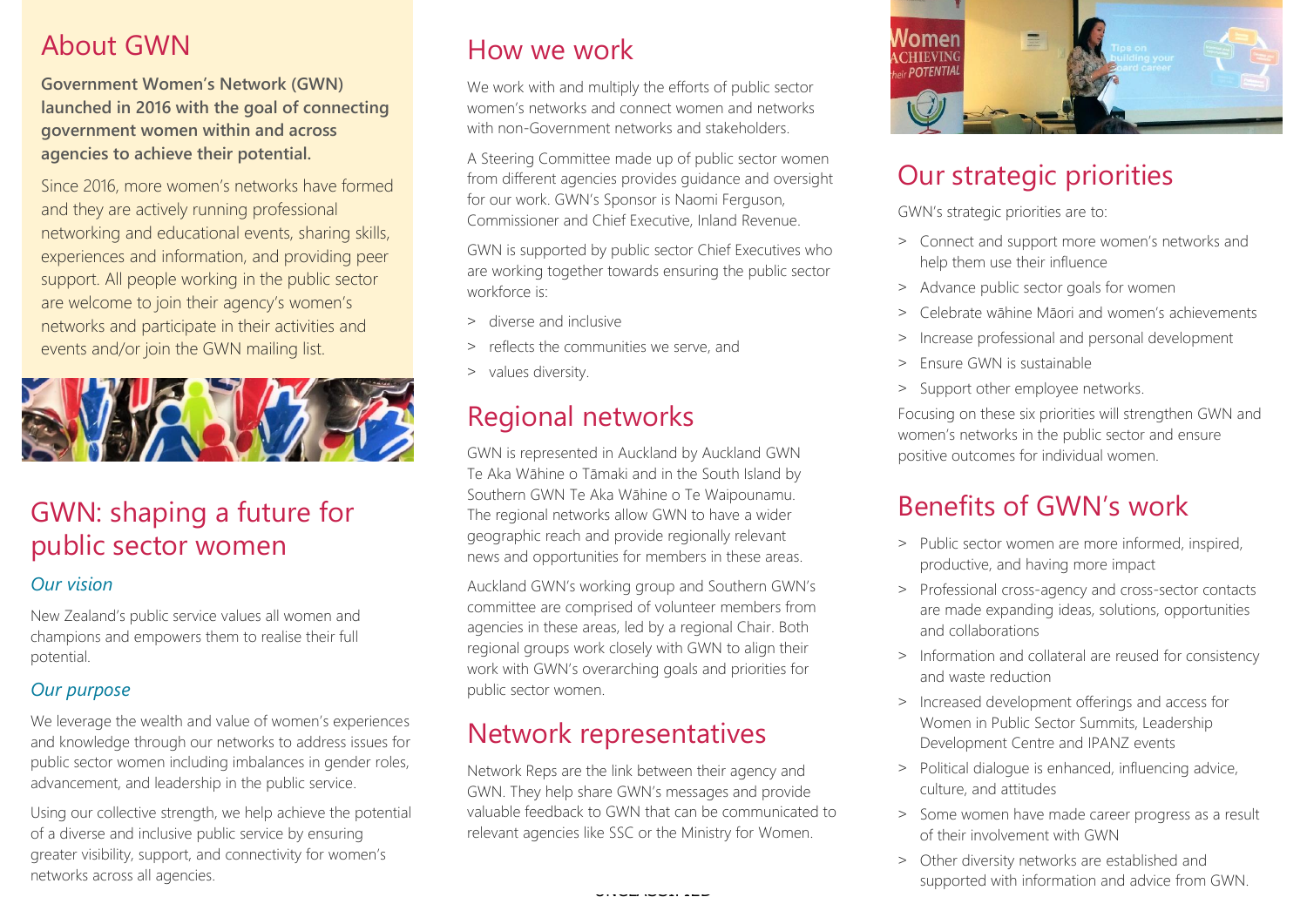## About GWN

**Government Women's Network (GWN) launched in 2016 with the goal of connecting government women within and across agencies to achieve their potential.**

Since 2016, more women's networks have formed and they are actively running professional networking and educational events, sharing skills, experiences and information, and providing peer support. All people working in the public sector are welcome to join their agency's women's networks and participate in their activities and events and/or join the GWN mailing list.

## GWN: shaping a future for public sector women

### *Our vision*

New Zealand's public service values all women and champions and empowers them to realise their full potential.

### *Our purpose*

We leverage the wealth and value of women's experiences and knowledge through our networks to address issues for public sector women including imbalances in gender roles, advancement, and leadership in the public service.

Using our collective strength, we help achieve the potential of a diverse and inclusive public service by ensuring greater visibility, support, and connectivity for women's networks across all agencies.

## How we work

We work with and multiply the efforts of public sector women's networks and connect women and networks with non-Government networks and stakeholders.

A Steering Committee made up of public sector women from different agencies provides guidance and oversight for our work. GWN's Sponsor is Naomi Ferguson, Commissioner and Chief Executive, Inland Revenue.

GWN is supported by public sector Chief Executives who are working together towards ensuring the public sector workforce is:

> diverse and inclusive
> reflects the communities we serve, and
> values diversity.

## Regional networks

GWN is represented in Auckland by Auckland GWN Te Aka Wāhine o Tāmaki and in the South Island by Southern GWN Te Aka Wāhine o Te Waipounamu. The regional networks allow GWN to have a wider geographic reach and provide regionally relevant news and opportunities for members in these areas.

Auckland GWN's working group and Southern GWN's committee are comprised of volunteer members from agencies in these areas, led by a regional Chair. Both regional groups work closely with GWN to align their work with GWN's overarching goals and priorities for public sector women.

## Network representatives

Network Reps are the link between their agency and GWN. They help share GWN's messages and provide valuable feedback to GWN that can be communicated to relevant agencies like SSC or the Ministry for Women.

## Our strategic priorities

GWN's strategic priorities are to:

> Connect and support more women's networks and help them use their influence
> Advance public sector goals for women
> Celebrate wāhine Māori and women's achievements
> Increase professional and personal development
> Ensure GWN is sustainable
> Support other employee networks.

Focusing on these six priorities will strengthen GWN and women's networks in the public sector and ensure positive outcomes for individual women.

## Benefits of GWN's work

> Public sector women are more informed, inspired, productive, and having more impact
> Professional cross-agency and cross-sector contacts are made expanding ideas, solutions, opportunities and collaborations
> Information and collateral are reused for consistency and waste reduction
> Increased development offerings and access for Women in Public Sector Summits, Leadership Development Centre and IPANZ events
> Political dialogue is enhanced, influencing advice, culture, and attitudes
> Some women have made career progress as a result of their involvement with GWN
> Other diversity networks are established and supported with information and advice from GWN.